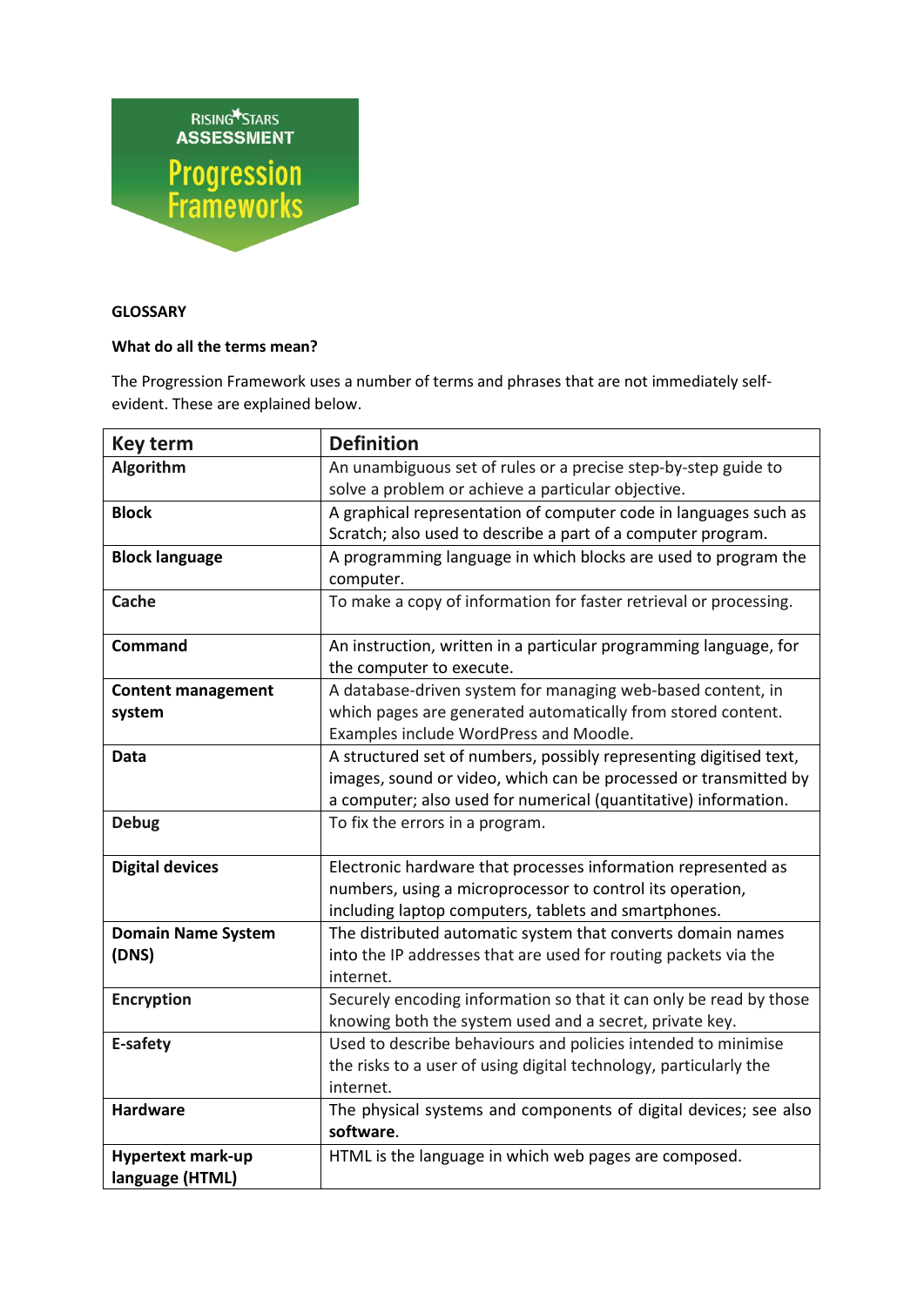RISING STARS ASSESSMENT

Progression Frameworks

**GLOSSARY**

**What do all the terms mean?**

The Progression Framework uses a number of terms and phrases that are not immediately self-evident. These are explained below.

| Key term | Definition |
| --- | --- |
| **Algorithm** | An unambiguous set of rules or a precise step-by-step guide to solve a problem or achieve a particular objective. |
| **Block** | A graphical representation of computer code in languages such as Scratch; also used to describe a part of a computer program. |
| **Block language** | A programming language in which blocks are used to program the computer. |
| **Cache** | To make a copy of information for faster retrieval or processing. |
| **Command** | An instruction, written in a particular programming language, for the computer to execute. |
| **Content management system** | A database-driven system for managing web-based content, in which pages are generated automatically from stored content. Examples include WordPress and Moodle. |
| **Data** | A structured set of numbers, possibly representing digitised text, images, sound or video, which can be processed or transmitted by a computer; also used for numerical (quantitative) information. |
| **Debug** | To fix the errors in a program. |
| **Digital devices** | Electronic hardware that processes information represented as numbers, using a microprocessor to control its operation, including laptop computers, tablets and smartphones. |
| **Domain Name System (DNS)** | The distributed automatic system that converts domain names into the IP addresses that are used for routing packets via the internet. |
| **Encryption** | Securely encoding information so that it can only be read by those knowing both the system used and a secret, private key. |
| **E-safety** | Used to describe behaviours and policies intended to minimise the risks to a user of using digital technology, particularly the internet. |
| **Hardware** | The physical systems and components of digital devices; see also **software**. |
| **Hypertext mark-up language (HTML)** | HTML is the language in which web pages are composed. |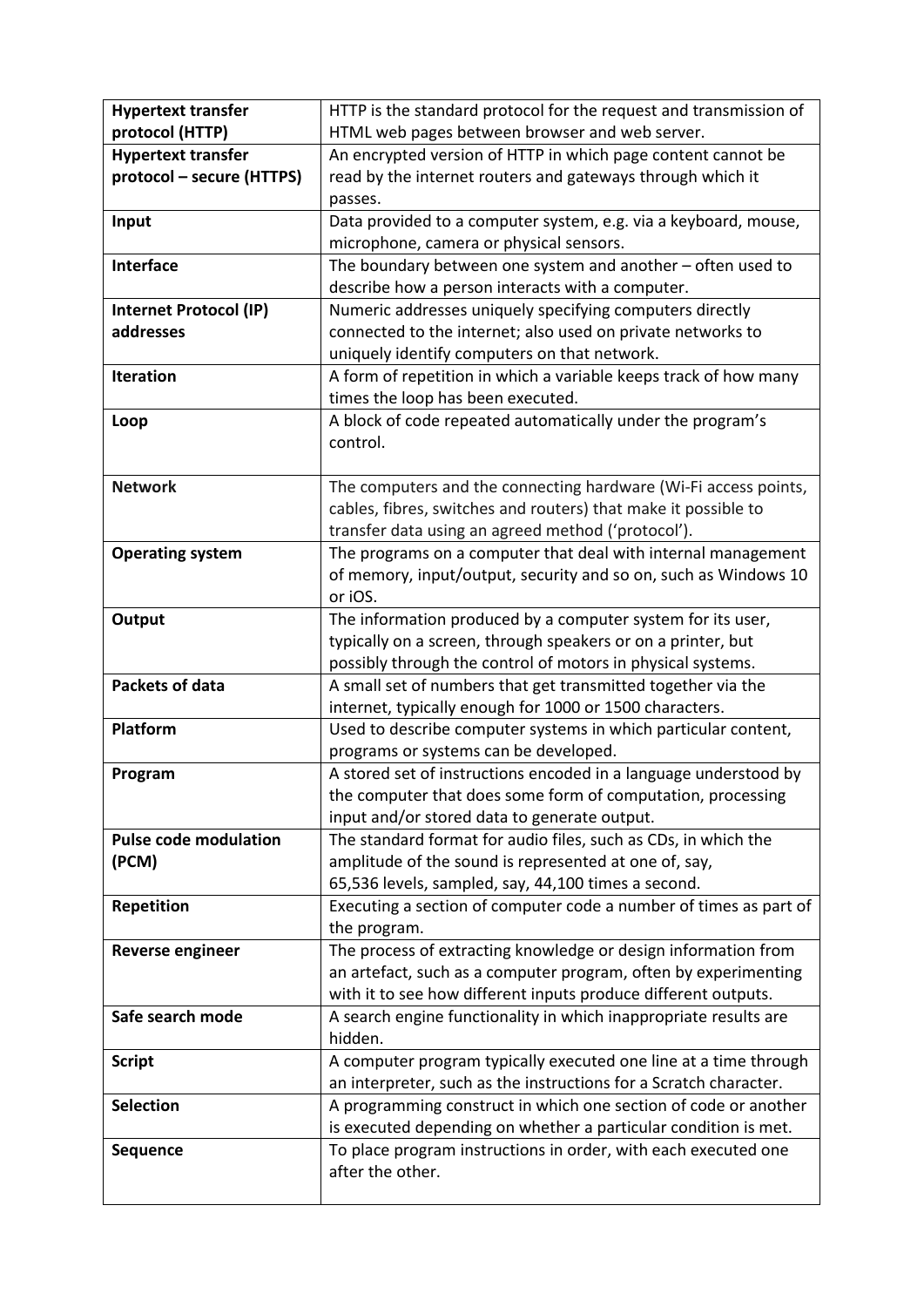| **Hypertext transfer protocol (HTTP)** | HTTP is the standard protocol for the request and transmission of HTML web pages between browser and web server. |
|---|---|
| **Hypertext transfer protocol – secure (HTTPS)** | An encrypted version of HTTP in which page content cannot be read by the internet routers and gateways through which it passes. |
| **Input** | Data provided to a computer system, e.g. via a keyboard, mouse, microphone, camera or physical sensors. |
| **Interface** | The boundary between one system and another – often used to describe how a person interacts with a computer. |
| **Internet Protocol (IP) addresses** | Numeric addresses uniquely specifying computers directly connected to the internet; also used on private networks to uniquely identify computers on that network. |
| **Iteration** | A form of repetition in which a variable keeps track of how many times the loop has been executed. |
| **Loop** | A block of code repeated automatically under the program's control. |
| **Network** | The computers and the connecting hardware (Wi-Fi access points, cables, fibres, switches and routers) that make it possible to transfer data using an agreed method ('protocol'). |
| **Operating system** | The programs on a computer that deal with internal management of memory, input/output, security and so on, such as Windows 10 or iOS. |
| **Output** | The information produced by a computer system for its user, typically on a screen, through speakers or on a printer, but possibly through the control of motors in physical systems. |
| **Packets of data** | A small set of numbers that get transmitted together via the internet, typically enough for 1000 or 1500 characters. |
| **Platform** | Used to describe computer systems in which particular content, programs or systems can be developed. |
| **Program** | A stored set of instructions encoded in a language understood by the computer that does some form of computation, processing input and/or stored data to generate output. |
| **Pulse code modulation (PCM)** | The standard format for audio files, such as CDs, in which the amplitude of the sound is represented at one of, say, 65,536 levels, sampled, say, 44,100 times a second. |
| **Repetition** | Executing a section of computer code a number of times as part of the program. |
| **Reverse engineer** | The process of extracting knowledge or design information from an artefact, such as a computer program, often by experimenting with it to see how different inputs produce different outputs. |
| **Safe search mode** | A search engine functionality in which inappropriate results are hidden. |
| **Script** | A computer program typically executed one line at a time through an interpreter, such as the instructions for a Scratch character. |
| **Selection** | A programming construct in which one section of code or another is executed depending on whether a particular condition is met. |
| **Sequence** | To place program instructions in order, with each executed one after the other. |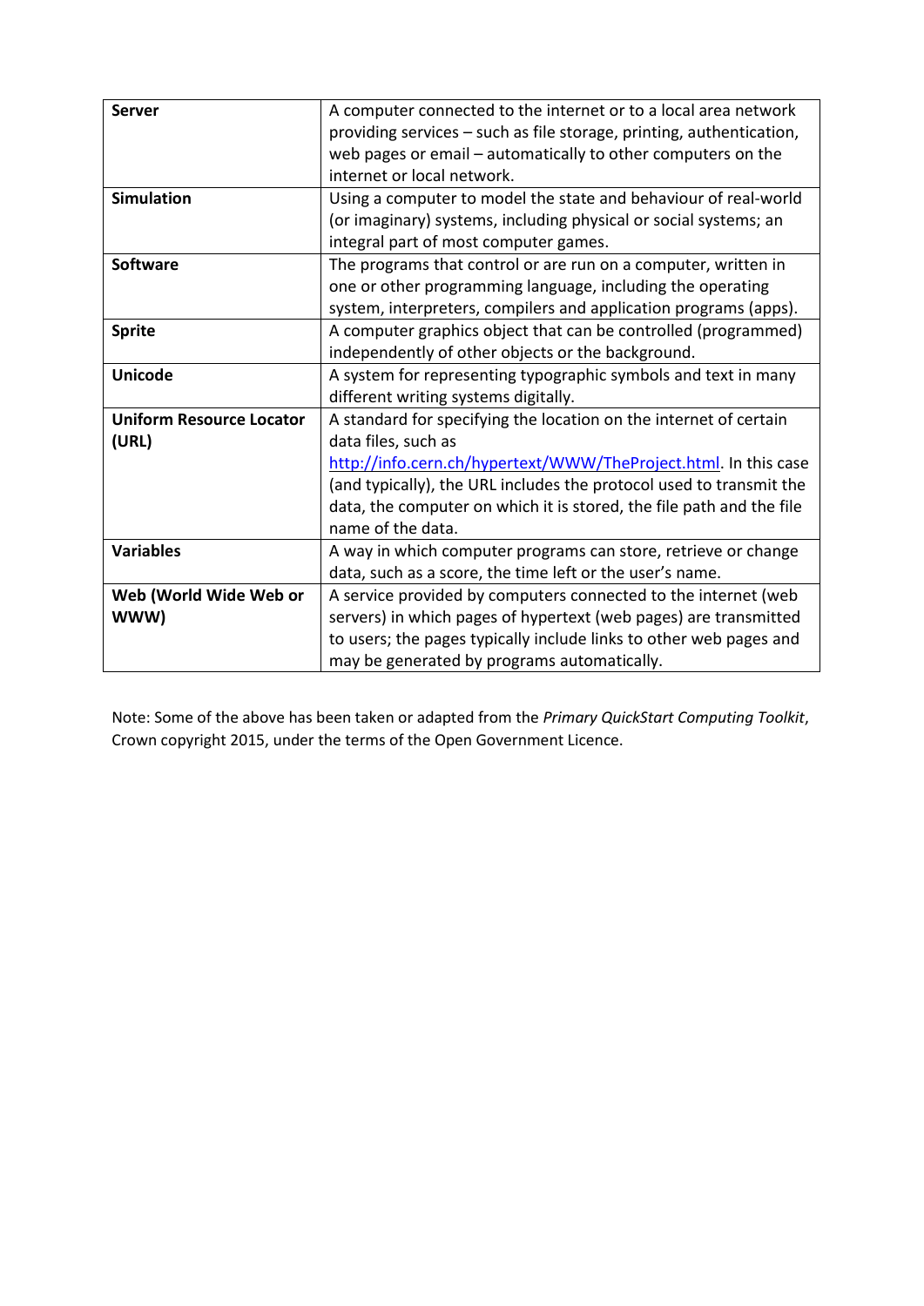| | |
|---|---|
| **Server** | A computer connected to the internet or to a local area network providing services – such as file storage, printing, authentication, web pages or email – automatically to other computers on the internet or local network. |
| **Simulation** | Using a computer to model the state and behaviour of real-world (or imaginary) systems, including physical or social systems; an integral part of most computer games. |
| **Software** | The programs that control or are run on a computer, written in one or other programming language, including the operating system, interpreters, compilers and application programs (apps). |
| **Sprite** | A computer graphics object that can be controlled (programmed) independently of other objects or the background. |
| **Unicode** | A system for representing typographic symbols and text in many different writing systems digitally. |
| **Uniform Resource Locator (URL)** | A standard for specifying the location on the internet of certain data files, such as http://info.cern.ch/hypertext/WWW/TheProject.html. In this case (and typically), the URL includes the protocol used to transmit the data, the computer on which it is stored, the file path and the file name of the data. |
| **Variables** | A way in which computer programs can store, retrieve or change data, such as a score, the time left or the user's name. |
| **Web (World Wide Web or WWW)** | A service provided by computers connected to the internet (web servers) in which pages of hypertext (web pages) are transmitted to users; the pages typically include links to other web pages and may be generated by programs automatically. |

Note: Some of the above has been taken or adapted from the *Primary QuickStart Computing Toolkit*, Crown copyright 2015, under the terms of the Open Government Licence.